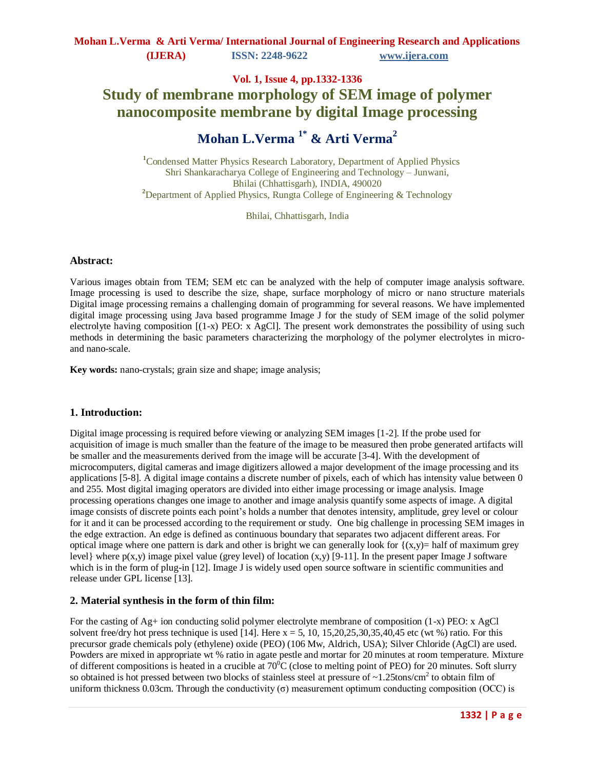# Study of membrane morphology of SEM image of polymer nanocomposite membrane by digital Image processing

## Mohan L.Verma [1*] & Arti Verma [2]

[1]Condensed Matter Physics Research Laboratory, Department of Applied Physics
Shri Shankaracharya College of Engineering and Technology – Junwani,
Bhilai (Chhattisgarh), INDIA, 490020
[2]Department of Applied Physics, Rungta College of Engineering & Technology

Bhilai, Chhattisgarh, India

### Abstract:

Various images obtain from TEM; SEM etc can be analyzed with the help of computer image analysis software. Image processing is used to describe the size, shape, surface morphology of micro or nano structure materials Digital image processing remains a challenging domain of programming for several reasons. We have implemented digital image processing using Java based programme Image J for the study of SEM image of the solid polymer electrolyte having composition [(1-x) PEO: x AgCl]. The present work demonstrates the possibility of using such methods in determining the basic parameters characterizing the morphology of the polymer electrolytes in micro- and nano-scale.

**Key words:** nano-crystals; grain size and shape; image analysis;

### 1. Introduction:

Digital image processing is required before viewing or analyzing SEM images [1-2]. If the probe used for acquisition of image is much smaller than the feature of the image to be measured then probe generated artifacts will be smaller and the measurements derived from the image will be accurate [3-4]. With the development of microcomputers, digital cameras and image digitizers allowed a major development of the image processing and its applications [5-8]. A digital image contains a discrete number of pixels, each of which has intensity value between 0 and 255. Most digital imaging operators are divided into either image processing or image analysis. Image processing operations changes one image to another and image analysis quantify some aspects of image. A digital image consists of discrete points each point's holds a number that denotes intensity, amplitude, grey level or colour for it and it can be processed according to the requirement or study. One big challenge in processing SEM images in the edge extraction. An edge is defined as continuous boundary that separates two adjacent different areas. For optical image where one pattern is dark and other is bright we can generally look for {(x,y)= half of maximum grey level} where p(x,y) image pixel value (grey level) of location (x,y) [9-11]. In the present paper Image J software which is in the form of plug-in [12]. Image J is widely used open source software in scientific communities and release under GPL license [13].

### 2. Material synthesis in the form of thin film:

For the casting of Ag+ ion conducting solid polymer electrolyte membrane of composition (1-x) PEO: x AgCl solvent free/dry hot press technique is used [14]. Here x = 5, 10, 15,20,25,30,35,40,45 etc (wt %) ratio. For this precursor grade chemicals poly (ethylene) oxide (PEO) (106 Mw, Aldrich, USA); Silver Chloride (AgCl) are used. Powders are mixed in appropriate wt % ratio in agate pestle and mortar for 20 minutes at room temperature. Mixture of different compositions is heated in a crucible at $70^0$C (close to melting point of PEO) for 20 minutes. Soft slurry so obtained is hot pressed between two blocks of stainless steel at pressure of ~1.25tons/cm$^2$ to obtain film of uniform thickness 0.03cm. Through the conductivity (σ) measurement optimum conducting composition (OCC) is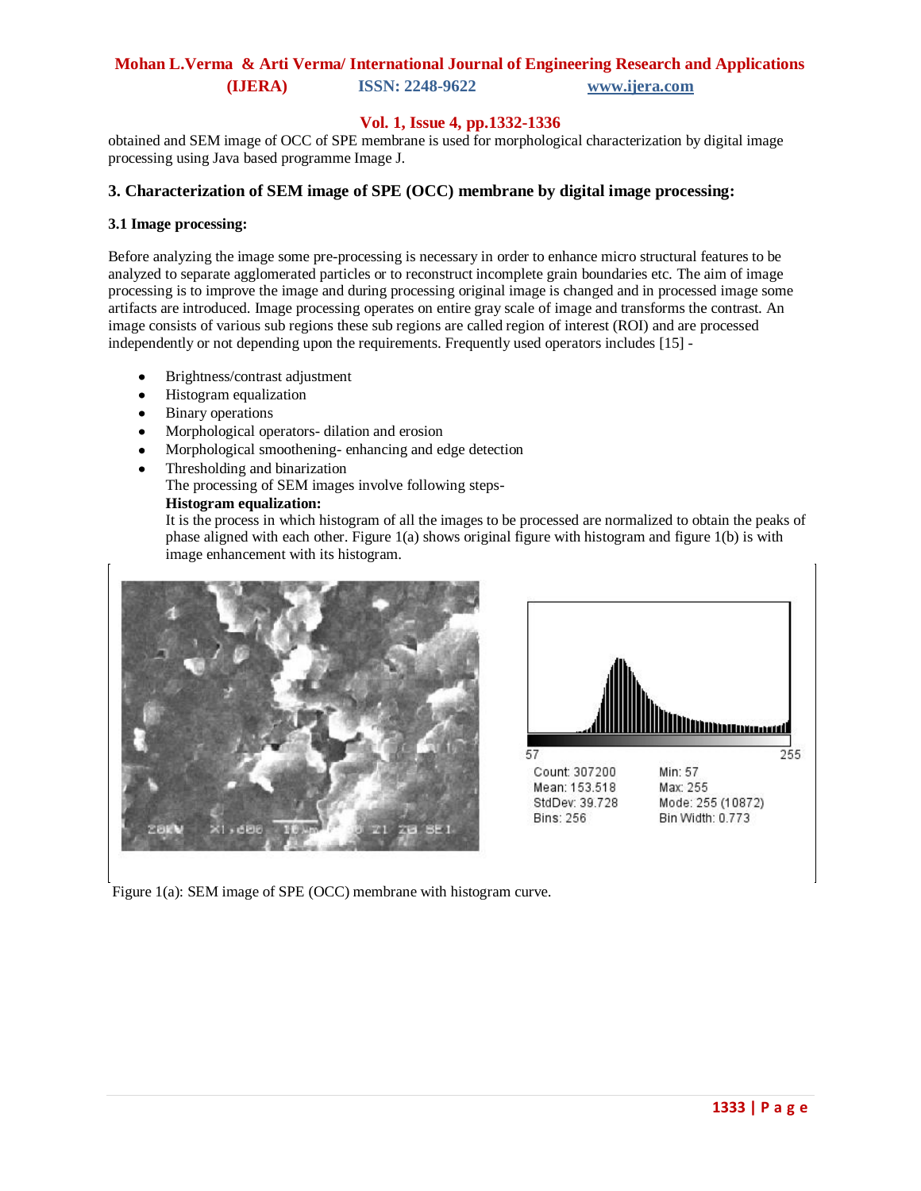obtained and SEM image of OCC of SPE membrane is used for morphological characterization by digital image processing using Java based programme Image J.

## 3. Characterization of SEM image of SPE (OCC) membrane by digital image processing:

### 3.1 Image processing:

Before analyzing the image some pre-processing is necessary in order to enhance micro structural features to be analyzed to separate agglomerated particles or to reconstruct incomplete grain boundaries etc. The aim of image processing is to improve the image and during processing original image is changed and in processed image some artifacts are introduced. Image processing operates on entire gray scale of image and transforms the contrast. An image consists of various sub regions these sub regions are called region of interest (ROI) and are processed independently or not depending upon the requirements. Frequently used operators includes [15] -

- Brightness/contrast adjustment
- Histogram equalization
- Binary operations
- Morphological operators- dilation and erosion
- Morphological smoothening- enhancing and edge detection
- Thresholding and binarization

The processing of SEM images involve following steps-

**Histogram equalization:**

It is the process in which histogram of all the images to be processed are normalized to obtain the peaks of phase aligned with each other. Figure 1(a) shows original figure with histogram and figure 1(b) is with image enhancement with its histogram.

Count: 307200
Mean: 153.518
StdDev: 39.728
Bins: 256
Min: 57
Max: 255
Mode: 255 (10872)
Bin Width: 0.773

Figure 1(a): SEM image of SPE (OCC) membrane with histogram curve.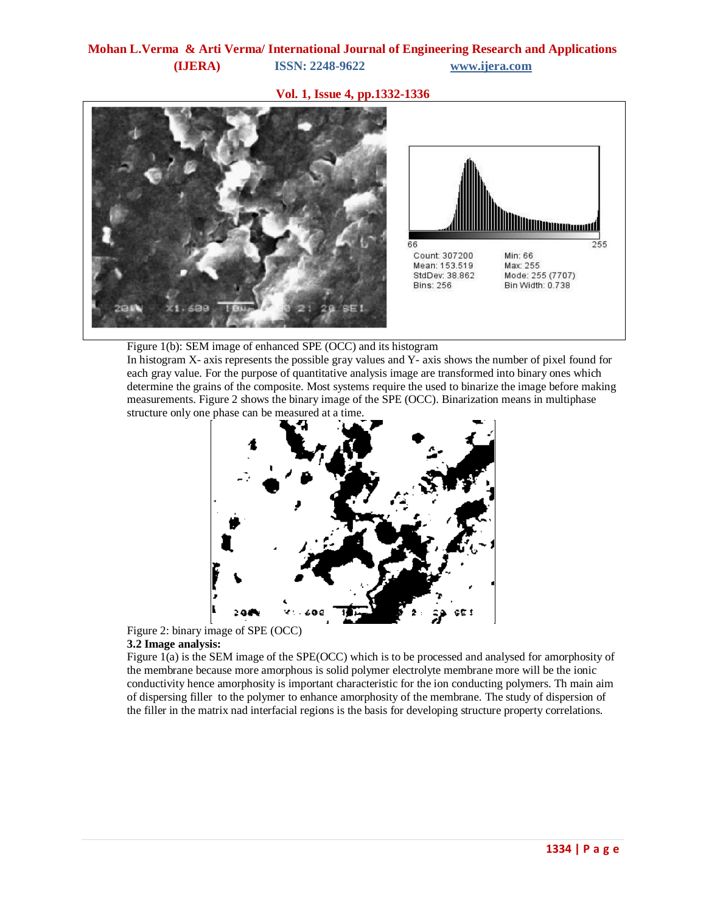Figure 1(b): SEM image of enhanced SPE (OCC) and its histogram

In histogram X- axis represents the possible gray values and Y- axis shows the number of pixel found for each gray value. For the purpose of quantitative analysis image are transformed into binary ones which determine the grains of the composite. Most systems require the used to binarize the image before making measurements. Figure 2 shows the binary image of the SPE (OCC). Binarization means in multiphase structure only one phase can be measured at a time.

Figure 2: binary image of SPE (OCC)

**3.2 Image analysis:**

Figure 1(a) is the SEM image of the SPE(OCC) which is to be processed and analysed for amorphosity of the membrane because more amorphous is solid polymer electrolyte membrane more will be the ionic conductivity hence amorphosity is important characteristic for the ion conducting polymers. Th main aim of dispersing filler to the polymer to enhance amorphosity of the membrane. The study of dispersion of the filler in the matrix nad interfacial regions is the basis for developing structure property correlations.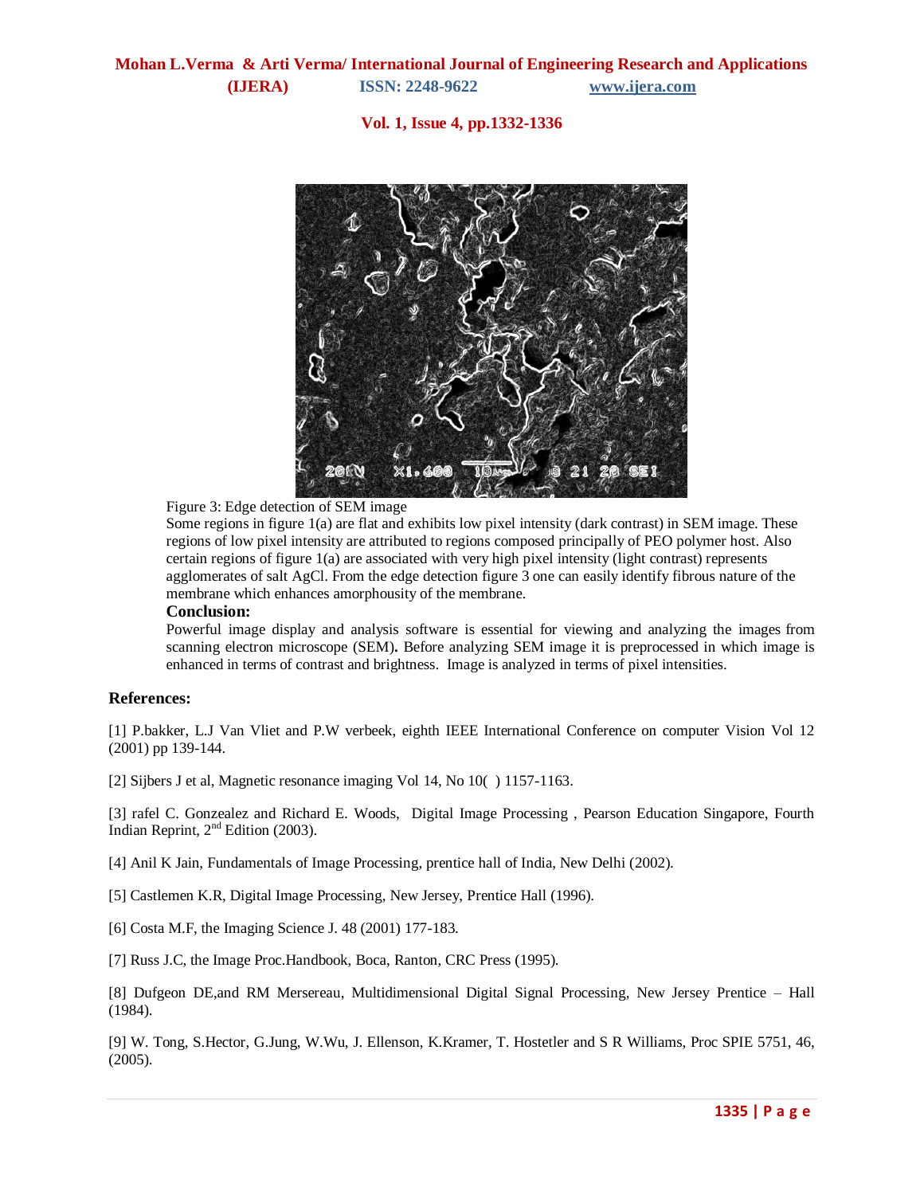Figure 3: Edge detection of SEM image

Some regions in figure 1(a) are flat and exhibits low pixel intensity (dark contrast) in SEM image. These regions of low pixel intensity are attributed to regions composed principally of PEO polymer host. Also certain regions of figure 1(a) are associated with very high pixel intensity (light contrast) represents agglomerates of salt AgCl. From the edge detection figure 3 one can easily identify fibrous nature of the membrane which enhances amorphousity of the membrane.

**Conclusion:**

Powerful image display and analysis software is essential for viewing and analyzing the images from scanning electron microscope (SEM)**.** Before analyzing SEM image it is preprocessed in which image is enhanced in terms of contrast and brightness. Image is analyzed in terms of pixel intensities.

## References:

[1] P.bakker, L.J Van Vliet and P.W verbeek, eighth IEEE International Conference on computer Vision Vol 12 (2001) pp 139-144.

[2] Sijbers J et al, Magnetic resonance imaging Vol 14, No 10( ) 1157-1163.

[3] rafel C. Gonzealez and Richard E. Woods, Digital Image Processing , Pearson Education Singapore, Fourth Indian Reprint, 2nd Edition (2003).

[4] Anil K Jain, Fundamentals of Image Processing, prentice hall of India, New Delhi (2002).

[5] Castlemen K.R, Digital Image Processing, New Jersey, Prentice Hall (1996).

[6] Costa M.F, the Imaging Science J. 48 (2001) 177-183.

[7] Russ J.C, the Image Proc.Handbook, Boca, Ranton, CRC Press (1995).

[8] Dufgeon DE,and RM Mersereau, Multidimensional Digital Signal Processing, New Jersey Prentice – Hall (1984).

[9] W. Tong, S.Hector, G.Jung, W.Wu, J. Ellenson, K.Kramer, T. Hostetler and S R Williams, Proc SPIE 5751, 46, (2005).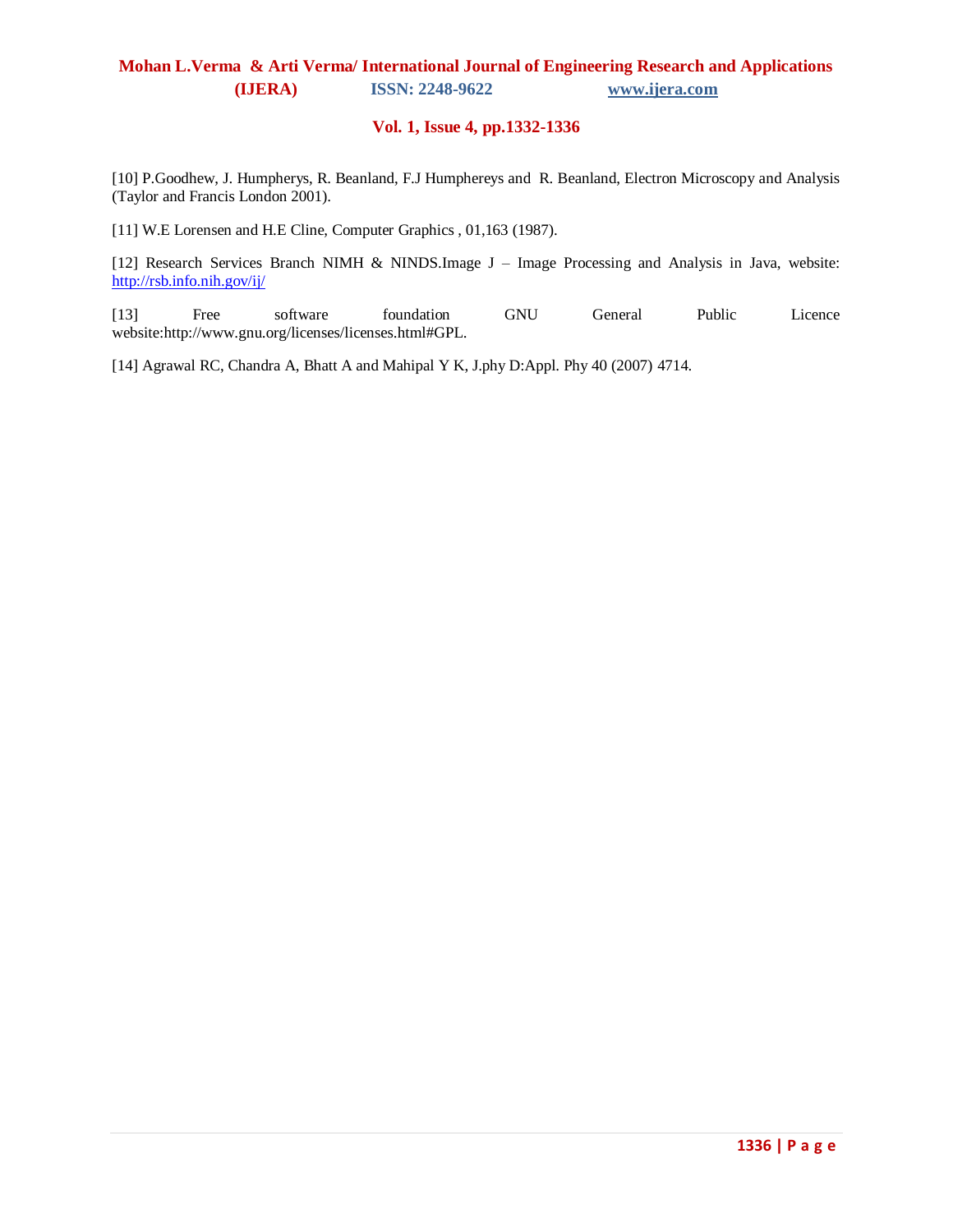[10] P.Goodhew, J. Humpherys, R. Beanland, F.J Humphereys and R. Beanland, Electron Microscopy and Analysis (Taylor and Francis London 2001).

[11] W.E Lorensen and H.E Cline, Computer Graphics , 01,163 (1987).

[12] Research Services Branch NIMH & NINDS.Image J – Image Processing and Analysis in Java, website: http://rsb.info.nih.gov/ij/

[13] Free software foundation GNU General Public Licence website:http://www.gnu.org/licenses/licenses.html#GPL.

[14] Agrawal RC, Chandra A, Bhatt A and Mahipal Y K, J.phy D:Appl. Phy 40 (2007) 4714.